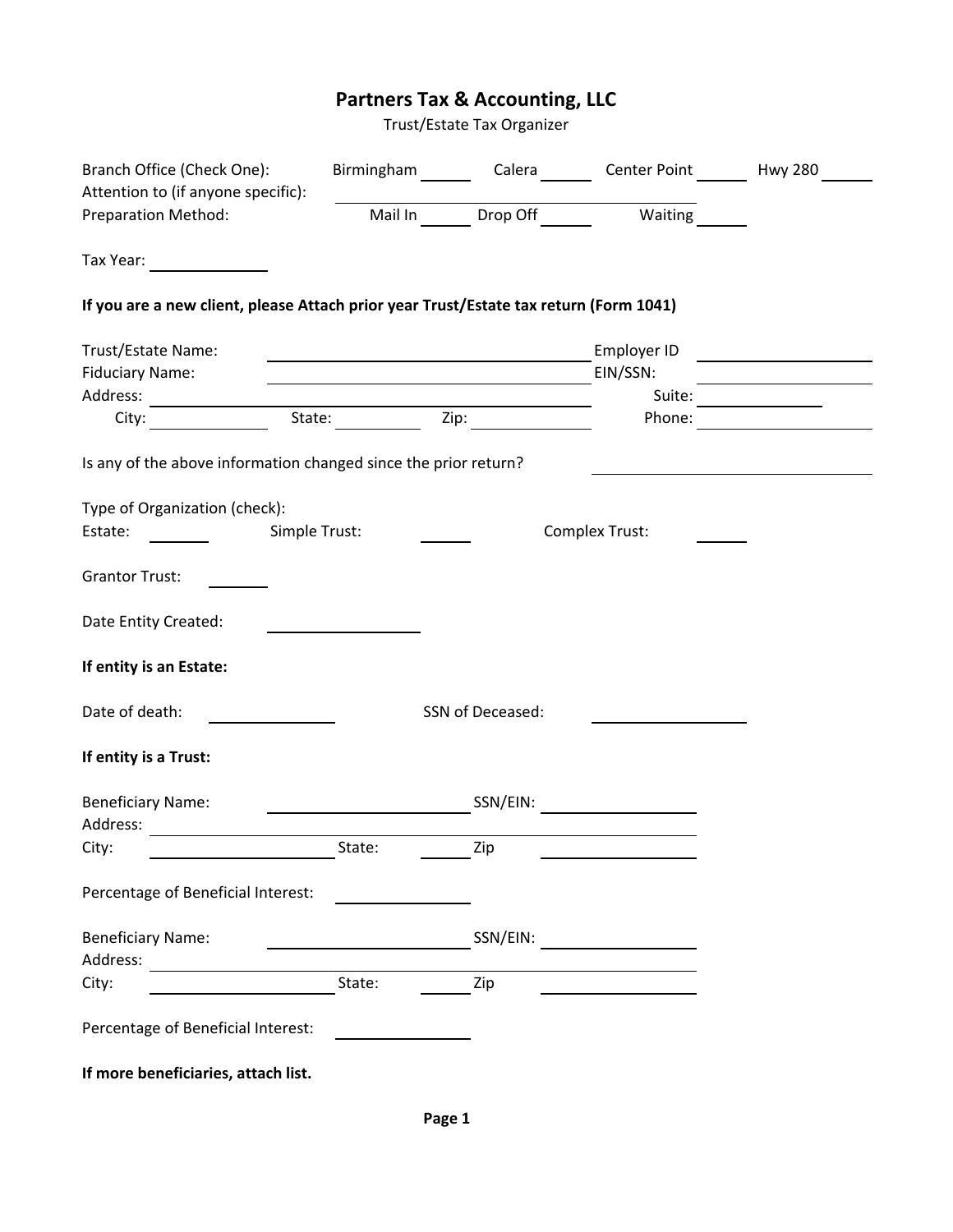# Partners Tax & Accounting, LLC

Trust/Estate Tax Organizer

Branch Office (Check One): Birmingham ______ Calera ______ Center Point ______ Hwy 280 ______

Attention to (if anyone specific): ____________________

Preparation Method: Mail In ______ Drop Off ______ Waiting ______

Tax Year: ____________

**If you are a new client, please Attach prior year Trust/Estate tax return (Form 1041)**

Trust/Estate Name: ____________________ Employer ID ____________

Fiduciary Name: ____________________ EIN/SSN: ____________

Address: ____________________ Suite: ____________

City: ____________ State: ________ Zip: ________ Phone: ____________

Is any of the above information changed since the prior return? ____________

Type of Organization (check):

Estate: ______ Simple Trust: ______ Complex Trust: ______

Grantor Trust: ______

Date Entity Created: ____________

**If entity is an Estate:**

Date of death: ____________ SSN of Deceased: ____________

**If entity is a Trust:**

Beneficiary Name: ____________________ SSN/EIN: ____________

Address: ____________________

City: ____________ State: ______ Zip ____________

Percentage of Beneficial Interest: ____________

Beneficiary Name: ____________________ SSN/EIN: ____________

Address: ____________________

City: ____________ State: ______ Zip ____________

Percentage of Beneficial Interest: ____________

**If more beneficiaries, attach list.**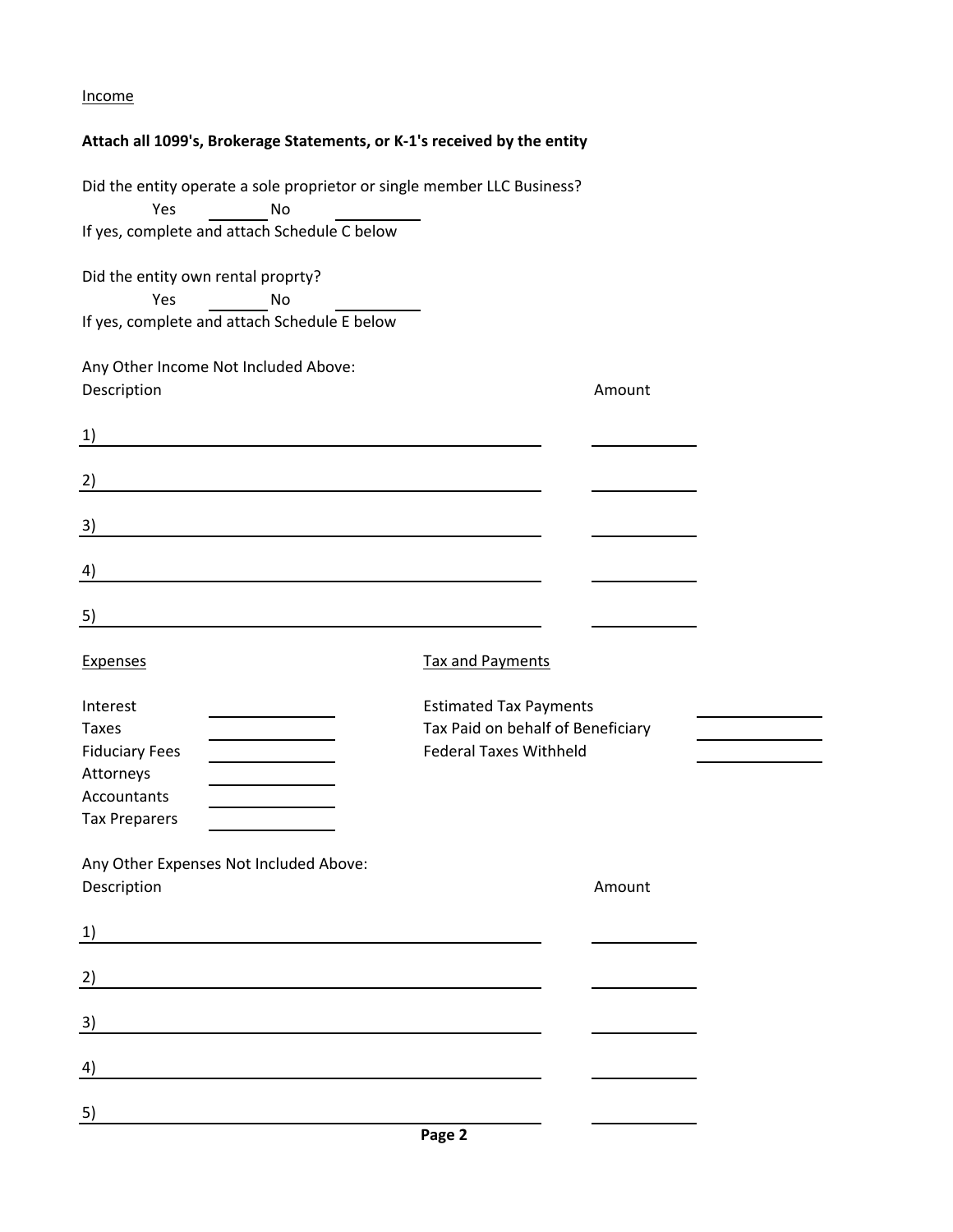Income

**Attach all 1099's, Brokerage Statements, or K-1's received by the entity**

Did the entity operate a sole proprietor or single member LLC Business?

Yes \_\_\_\_\_\_\_ No \_\_\_\_\_\_\_\_\_

If yes, complete and attach Schedule C below

Did the entity own rental proprty?

Yes \_\_\_\_\_\_\_ No \_\_\_\_\_\_\_\_\_

If yes, complete and attach Schedule E below

Any Other Income Not Included Above:

| Description | Amount |
| --- | --- |
| 1) | |
| 2) | |
| 3) | |
| 4) | |
| 5) | |

| Expenses | | Tax and Payments | |
| --- | --- | --- | --- |
| Interest | | Estimated Tax Payments | |
| Taxes | | Tax Paid on behalf of Beneficiary | |
| Fiduciary Fees | | Federal Taxes Withheld | |
| Attorneys | | | |
| Accountants | | | |
| Tax Preparers | | | |

Any Other Expenses Not Included Above:

| Description | Amount |
| --- | --- |
| 1) | |
| 2) | |
| 3) | |
| 4) | |
| 5) | |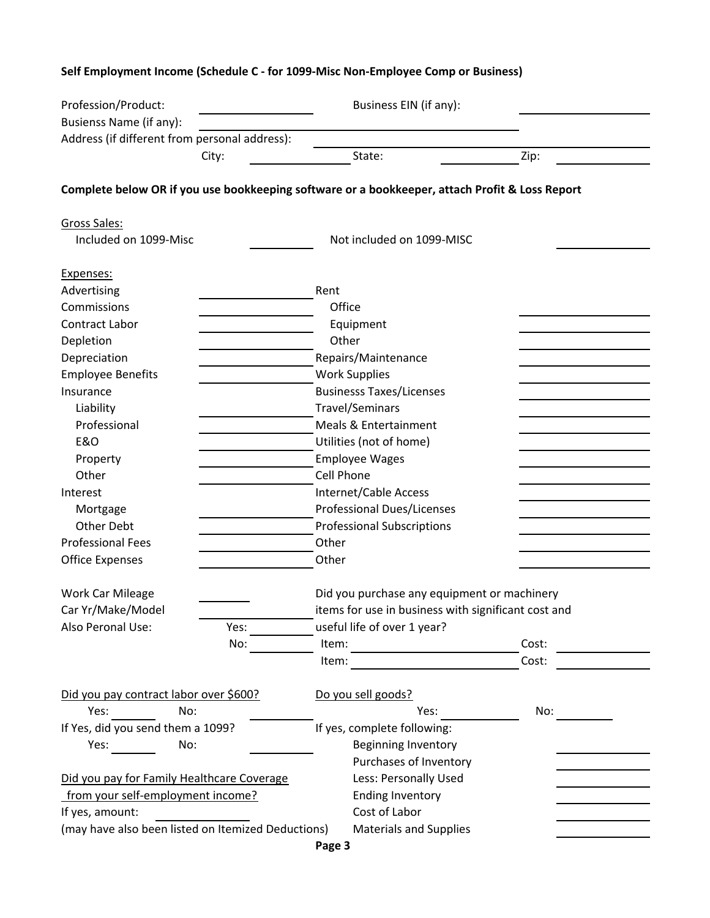**Self Employment Income (Schedule C - for 1099-Misc Non-Employee Comp or Business)**

Profession/Product: ________ Business EIN (if any): ________

Busienss Name (if any): ________

Address (if different from personal address): ________

City: ________ State: ________ Zip: ________

**Complete below OR if you use bookkeeping software or a bookkeeper, attach Profit & Loss Report**

Gross Sales:

| | | | |
|---|---|---|---|
| Included on 1099-Misc | ________ | Not included on 1099-MISC | ________ |

Expenses:

| | | | |
|---|---|---|---|
| Advertising | ________ | Rent | |
| Commissions | ________ | Office | ________ |
| Contract Labor | ________ | Equipment | ________ |
| Depletion | ________ | Other | ________ |
| Depreciation | ________ | Repairs/Maintenance | ________ |
| Employee Benefits | ________ | Work Supplies | ________ |
| Insurance | | Businesss Taxes/Licenses | ________ |
| Liability | ________ | Travel/Seminars | ________ |
| Professional | ________ | Meals & Entertainment | ________ |
| E&O | ________ | Utilities (not of home) | ________ |
| Property | ________ | Employee Wages | ________ |
| Other | ________ | Cell Phone | ________ |
| Interest | | Internet/Cable Access | ________ |
| Mortgage | ________ | Professional Dues/Licenses | ________ |
| Other Debt | ________ | Professional Subscriptions | ________ |
| Professional Fees | ________ | Other | ________ |
| Office Expenses | ________ | Other | ________ |

Work Car Mileage ________

Car Yr/Make/Model ________

Also Peronal Use: Yes: ________ No: ________

Did you purchase any equipment or machinery items for use in business with significant cost and useful life of over 1 year?

Item: ________ Cost: ________

Item: ________ Cost: ________

Did you pay contract labor over $600?

Yes: ________ No: ________

If Yes, did you send them a 1099?

Yes: ________ No: ________

Did you pay for Family Healthcare Coverage from your self-employment income?

If yes, amount: ________

(may have also been listed on Itemized Deductions)

Do you sell goods?

Yes: ________ No: ________

If yes, complete following:

| | |
|---|---|
| Beginning Inventory | ________ |
| Purchases of Inventory | ________ |
| Less: Personally Used | ________ |
| Ending Inventory | ________ |
| Cost of Labor | ________ |
| Materials and Supplies | ________ |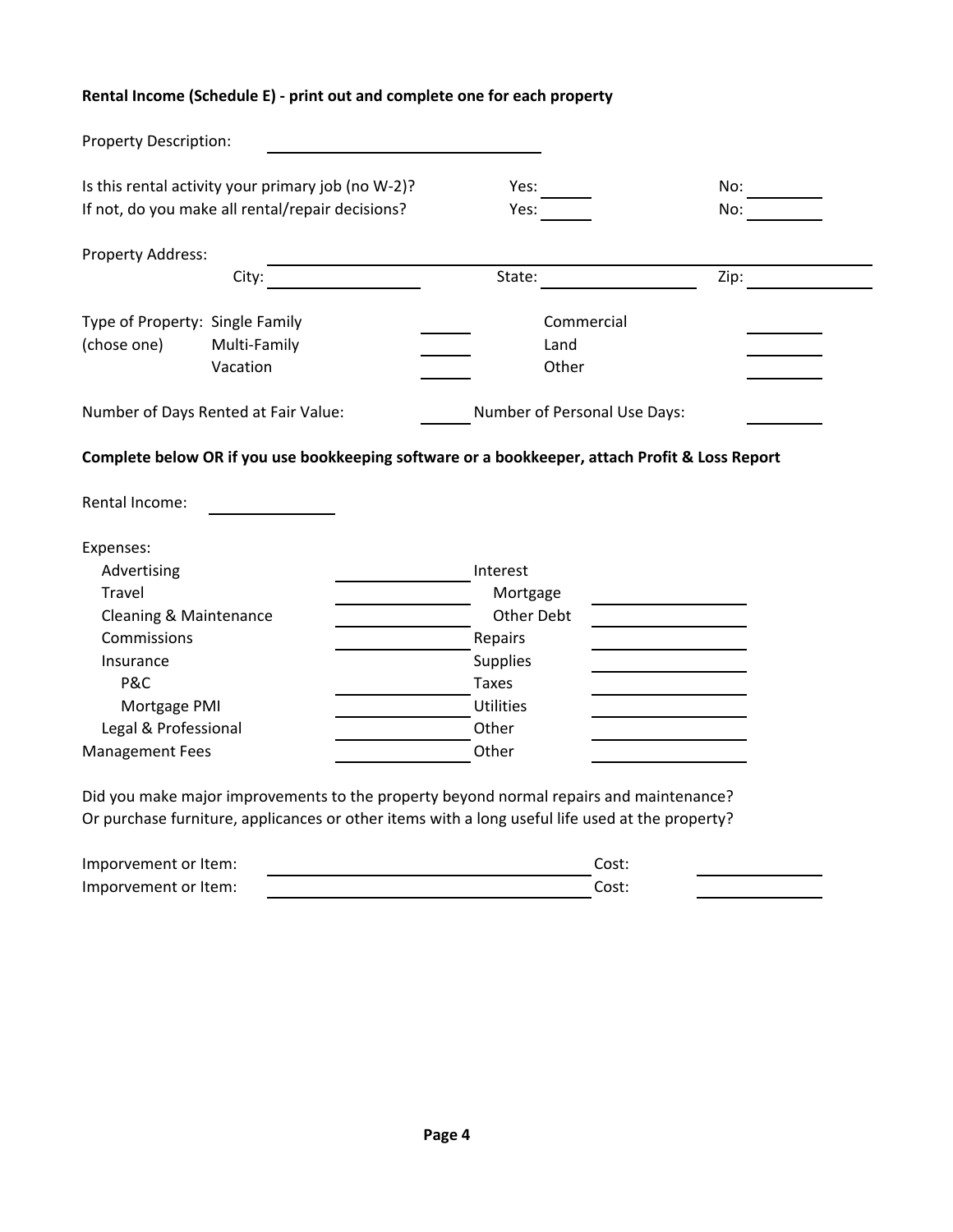**Rental Income (Schedule E) - print out and complete one for each property**

Property Description: ______________________________

| | | |
|---|---|---|
| Is this rental activity your primary job (no W-2)? | Yes: ______ | No: ________ |
| If not, do you make all rental/repair decisions? | Yes: ______ | No: ________ |

Property Address: ____________________________________________________________

City: ________________ State: ________________ Zip: ______________

| | | | | |
|---|---|---|---|---|
| Type of Property: | Single Family | ______ | Commercial | ______ |
| (chose one) | Multi-Family | ______ | Land | ______ |
| | Vacation | ______ | Other | ______ |

Number of Days Rented at Fair Value: ______ Number of Personal Use Days: ______

**Complete below OR if you use bookkeeping software or a bookkeeper, attach Profit & Loss Report**

Rental Income: ____________

Expenses:

| | | | |
|---|---|---|---|
| Advertising | ______________ | Interest | |
| Travel | ______________ | Mortgage | ______________ |
| Cleaning & Maintenance | ______________ | Other Debt | ______________ |
| Commissions | ______________ | Repairs | ______________ |
| Insurance | | Supplies | ______________ |
| P&C | ______________ | Taxes | ______________ |
| Mortgage PMI | ______________ | Utilities | ______________ |
| Legal & Professional | ______________ | Other | ______________ |
| Management Fees | ______________ | Other | ______________ |

Did you make major improvements to the property beyond normal repairs and maintenance?
Or purchase furniture, applicances or other items with a long useful life used at the property?

Imporvement or Item: ______________________________ Cost: ____________

Imporvement or Item: ______________________________ Cost: ____________